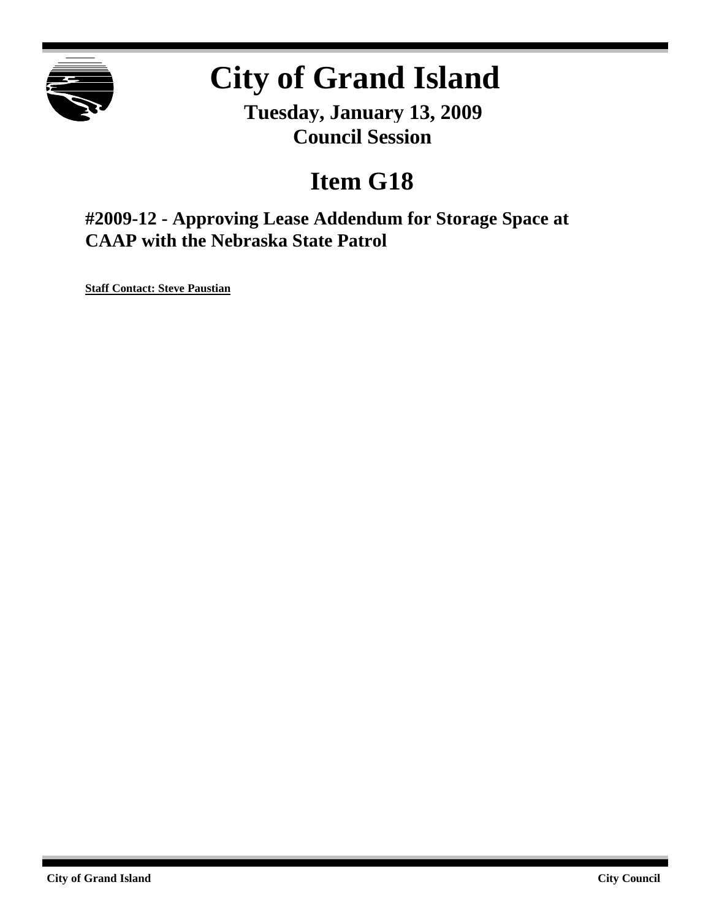# City of Grand Island

**Tuesday, January 13, 2009**
**Council Session**

## Item G18

### #2009-12 - Approving Lease Addendum for Storage Space at CAAP with the Nebraska State Patrol

**Staff Contact: Steve Paustian**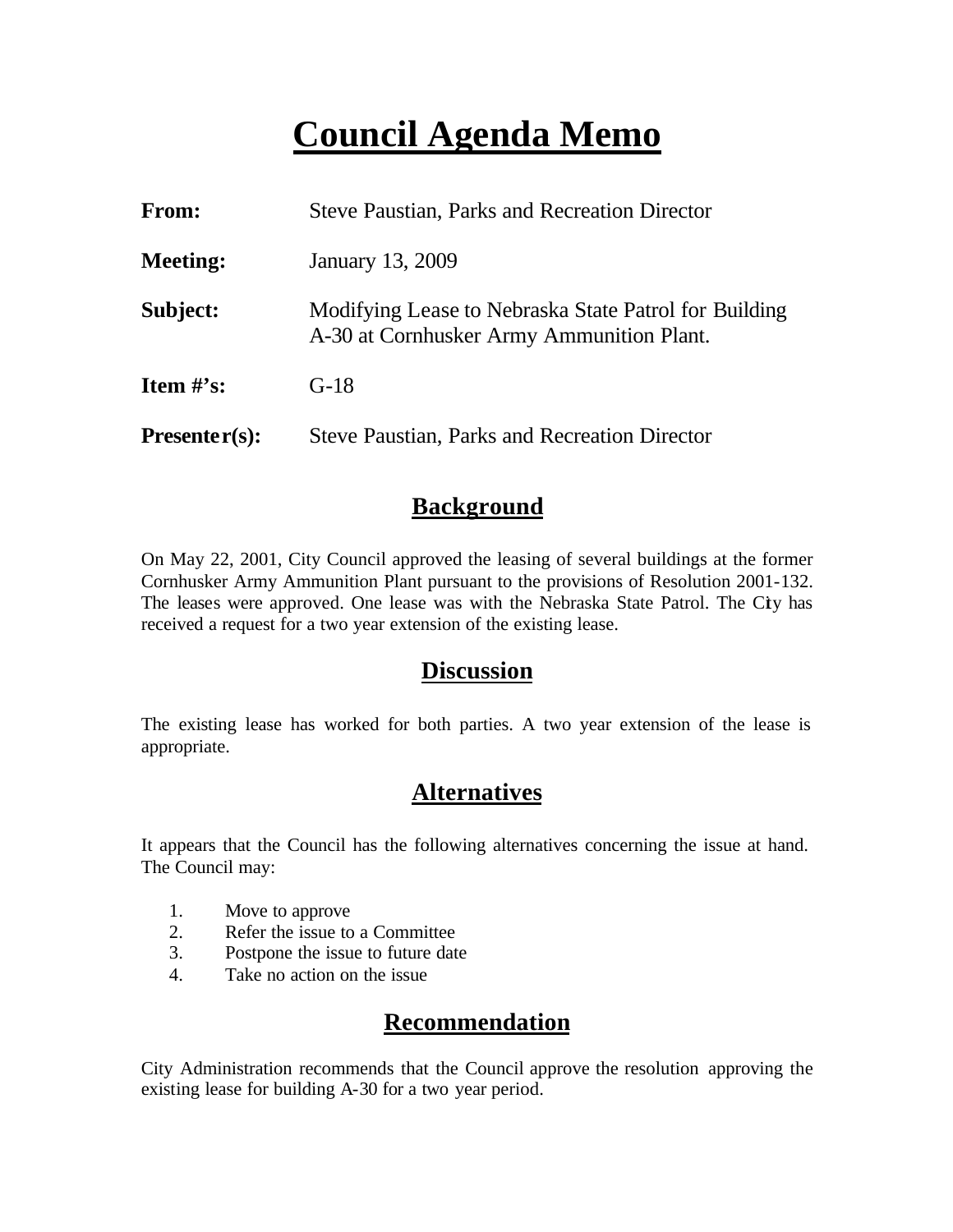# Council Agenda Memo

| | |
|---|---|
| **From:** | Steve Paustian, Parks and Recreation Director |
| **Meeting:** | January 13, 2009 |
| **Subject:** | Modifying Lease to Nebraska State Patrol for Building A-30 at Cornhusker Army Ammunition Plant. |
| **Item #'s:** | G-18 |
| **Presenter(s):** | Steve Paustian, Parks and Recreation Director |

## Background

On May 22, 2001, City Council approved the leasing of several buildings at the former Cornhusker Army Ammunition Plant pursuant to the provisions of Resolution 2001-132. The leases were approved. One lease was with the Nebraska State Patrol. The City has received a request for a two year extension of the existing lease.

## Discussion

The existing lease has worked for both parties. A two year extension of the lease is appropriate.

## Alternatives

It appears that the Council has the following alternatives concerning the issue at hand. The Council may:

1. Move to approve
2. Refer the issue to a Committee
3. Postpone the issue to future date
4. Take no action on the issue

## Recommendation

City Administration recommends that the Council approve the resolution approving the existing lease for building A-30 for a two year period.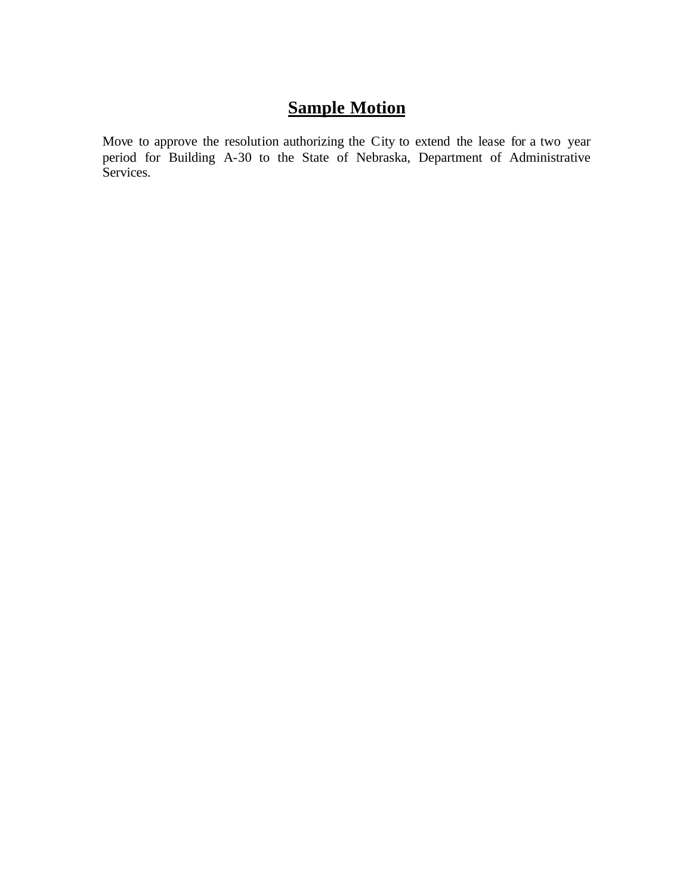# **Sample Motion**

Move to approve the resolution authorizing the City to extend the lease for a two year period for Building A-30 to the State of Nebraska, Department of Administrative Services.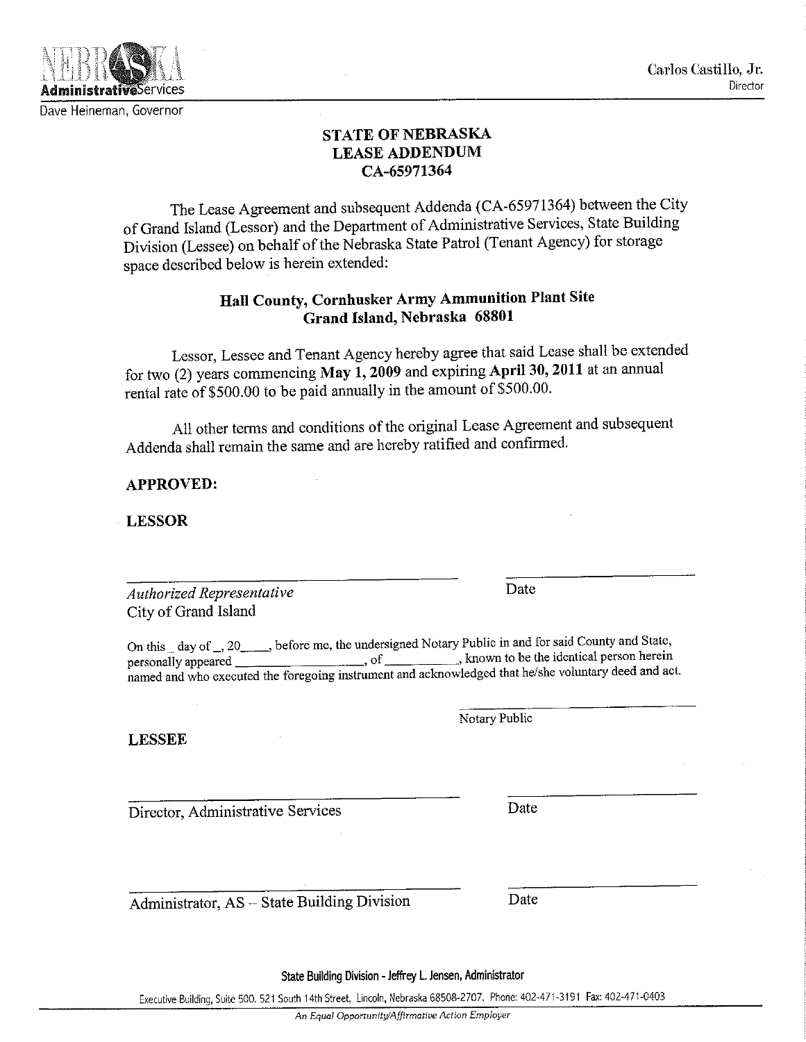Nebraska Administrative Services

Dave Heineman, Governor

Carlos Castillo, Jr.
Director

**STATE OF NEBRASKA**
**LEASE ADDENDUM**
**CA-65971364**

The Lease Agreement and subsequent Addenda (CA-65971364) between the City of Grand Island (Lessor) and the Department of Administrative Services, State Building Division (Lessee) on behalf of the Nebraska State Patrol (Tenant Agency) for storage space described below is herein extended:

**Hall County, Cornhusker Army Ammunition Plant Site**
**Grand Island, Nebraska 68801**

Lessor, Lessee and Tenant Agency hereby agree that said Lease shall be extended for two (2) years commencing **May 1, 2009** and expiring **April 30, 2011** at an annual rental rate of $500.00 to be paid annually in the amount of $500.00.

All other terms and conditions of the original Lease Agreement and subsequent Addenda shall remain the same and are hereby ratified and confirmed.

**APPROVED:**

**LESSOR**

_______________________________ Date ____________

*Authorized Representative*
City of Grand Island

On this _ day of _, 20____, before me, the undersigned Notary Public in and for said County and State, personally appeared __________________, of __________, known to be the identical person herein named and who executed the foregoing instrument and acknowledged that he/she voluntary deed and act.

_______________________________
Notary Public

**LESSEE**

_______________________________ Date ____________

Director, Administrative Services

_______________________________ Date ____________

Administrator, AS – State Building Division

State Building Division - Jeffrey L. Jensen, Administrator

Executive Building, Suite 500. 521 South 14th Street, Lincoln, Nebraska 68508-2707. Phone: 402-471-3191 Fax: 402-471-0403

*An Equal Opportunity/Affirmative Action Employer*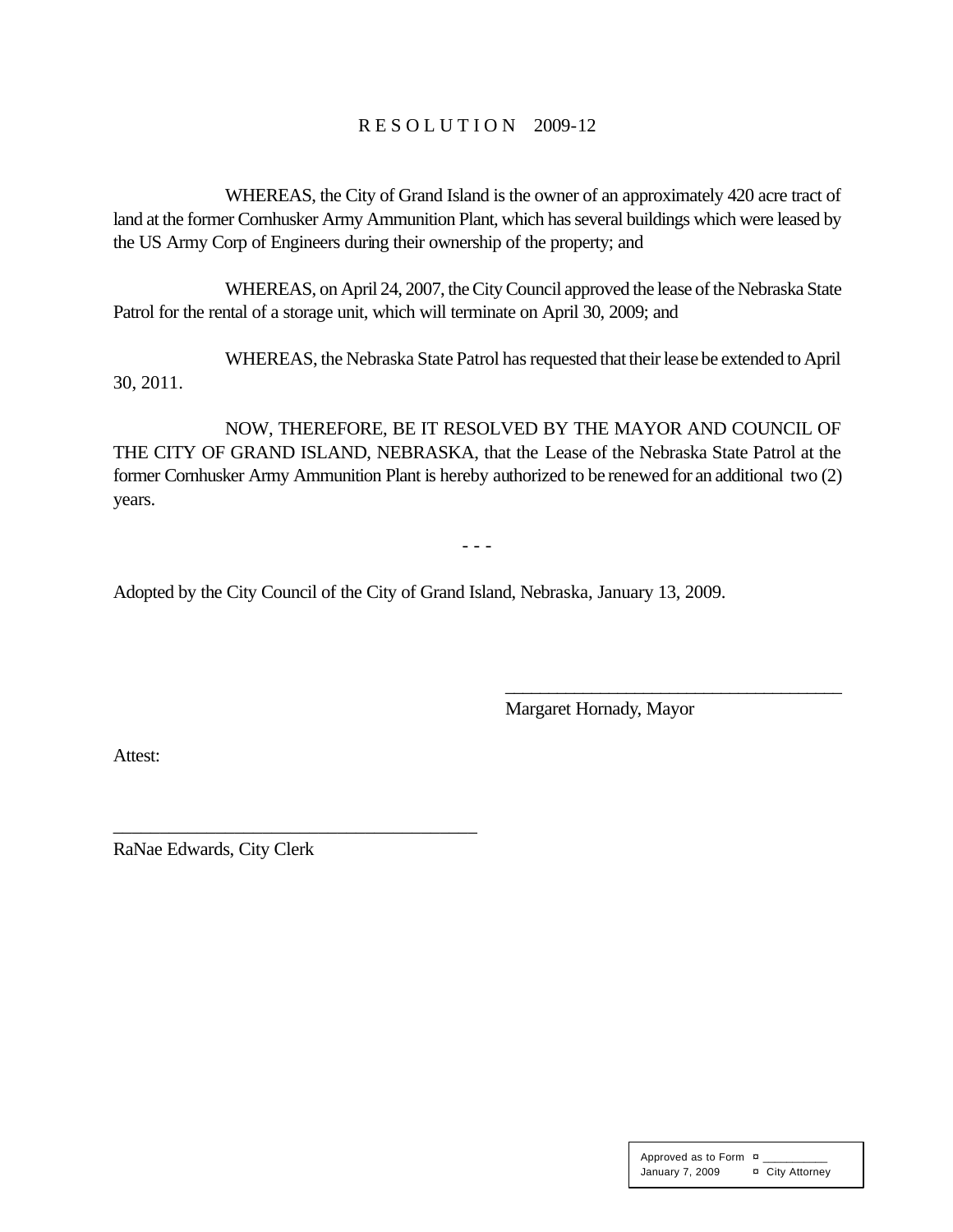# R E S O L U T I O N 2009-12

WHEREAS, the City of Grand Island is the owner of an approximately 420 acre tract of land at the former Cornhusker Army Ammunition Plant, which has several buildings which were leased by the US Army Corp of Engineers during their ownership of the property; and

WHEREAS, on April 24, 2007, the City Council approved the lease of the Nebraska State Patrol for the rental of a storage unit, which will terminate on April 30, 2009; and

WHEREAS, the Nebraska State Patrol has requested that their lease be extended to April 30, 2011.

NOW, THEREFORE, BE IT RESOLVED BY THE MAYOR AND COUNCIL OF THE CITY OF GRAND ISLAND, NEBRASKA, that the Lease of the Nebraska State Patrol at the former Cornhusker Army Ammunition Plant is hereby authorized to be renewed for an additional two (2) years.

\- - -

Adopted by the City Council of the City of Grand Island, Nebraska, January 13, 2009.

_____________________________________
Margaret Hornady, Mayor

Attest:

_____________________________________
RaNae Edwards, City Clerk

Approved as to Form ¤ ___________
January 7, 2009 ¤ City Attorney